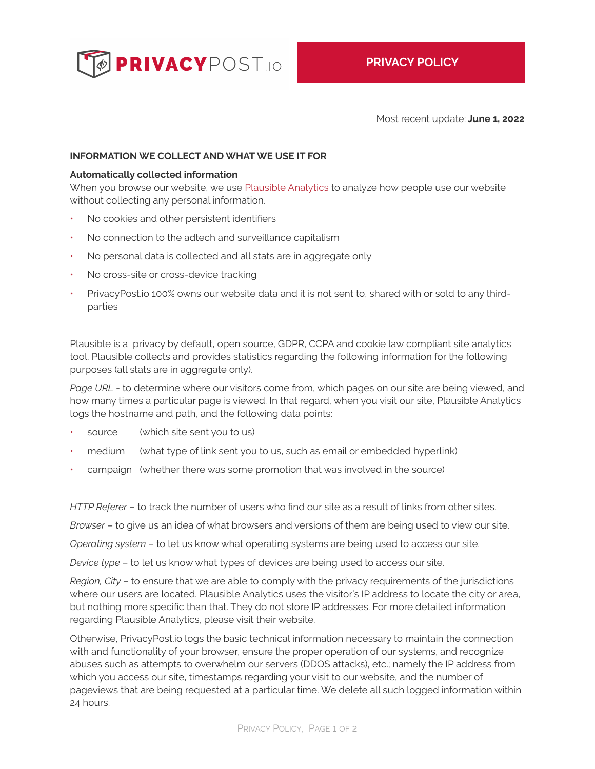PRIVACYPOST.IO

# PRIVACY POLICY

Most recent update: **June 1, 2022**

## INFORMATION WE COLLECT AND WHAT WE USE IT FOR

### Automatically collected information

When you browse our website, we use [Plausible Analytics]() to analyze how people use our website without collecting any personal information.

- No cookies and other persistent identifiers
- No connection to the adtech and surveillance capitalism
- No personal data is collected and all stats are in aggregate only
- No cross-site or cross-device tracking
- PrivacyPost.io 100% owns our website data and it is not sent to, shared with or sold to any third-parties

Plausible is a privacy by default, open source, GDPR, CCPA and cookie law compliant site analytics tool. Plausible collects and provides statistics regarding the following information for the following purposes (all stats are in aggregate only).

*Page URL* - to determine where our visitors come from, which pages on our site are being viewed, and how many times a particular page is viewed. In that regard, when you visit our site, Plausible Analytics logs the hostname and path, and the following data points:

- source (which site sent you to us)
- medium (what type of link sent you to us, such as email or embedded hyperlink)
- campaign (whether there was some promotion that was involved in the source)

*HTTP Referer* – to track the number of users who find our site as a result of links from other sites.

*Browser* – to give us an idea of what browsers and versions of them are being used to view our site.

*Operating system* – to let us know what operating systems are being used to access our site.

*Device type* – to let us know what types of devices are being used to access our site.

*Region, City* – to ensure that we are able to comply with the privacy requirements of the jurisdictions where our users are located. Plausible Analytics uses the visitor's IP address to locate the city or area, but nothing more specific than that. They do not store IP addresses. For more detailed information regarding Plausible Analytics, please visit their website.

Otherwise, PrivacyPost.io logs the basic technical information necessary to maintain the connection with and functionality of your browser, ensure the proper operation of our systems, and recognize abuses such as attempts to overwhelm our servers (DDOS attacks), etc.; namely the IP address from which you access our site, timestamps regarding your visit to our website, and the number of pageviews that are being requested at a particular time. We delete all such logged information within 24 hours.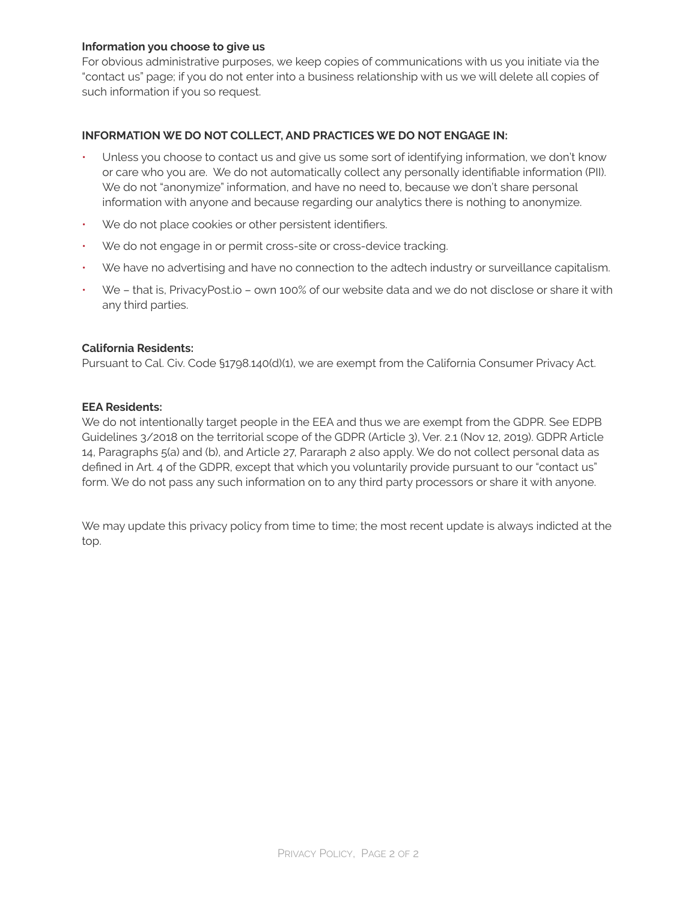**Information you choose to give us**

For obvious administrative purposes, we keep copies of communications with us you initiate via the "contact us" page; if you do not enter into a business relationship with us we will delete all copies of such information if you so request.

**INFORMATION WE DO NOT COLLECT, AND PRACTICES WE DO NOT ENGAGE IN:**

- Unless you choose to contact us and give us some sort of identifying information, we don't know or care who you are. We do not automatically collect any personally identifiable information (PII). We do not "anonymize" information, and have no need to, because we don't share personal information with anyone and because regarding our analytics there is nothing to anonymize.
- We do not place cookies or other persistent identifiers.
- We do not engage in or permit cross-site or cross-device tracking.
- We have no advertising and have no connection to the adtech industry or surveillance capitalism.
- We – that is, PrivacyPost.io – own 100% of our website data and we do not disclose or share it with any third parties.

**California Residents:**

Pursuant to Cal. Civ. Code §1798.140(d)(1), we are exempt from the California Consumer Privacy Act.

**EEA Residents:**

We do not intentionally target people in the EEA and thus we are exempt from the GDPR. See EDPB Guidelines 3/2018 on the territorial scope of the GDPR (Article 3), Ver. 2.1 (Nov 12, 2019). GDPR Article 14, Paragraphs 5(a) and (b), and Article 27, Pararaph 2 also apply. We do not collect personal data as defined in Art. 4 of the GDPR, except that which you voluntarily provide pursuant to our "contact us" form. We do not pass any such information on to any third party processors or share it with anyone.

We may update this privacy policy from time to time; the most recent update is always indicted at the top.